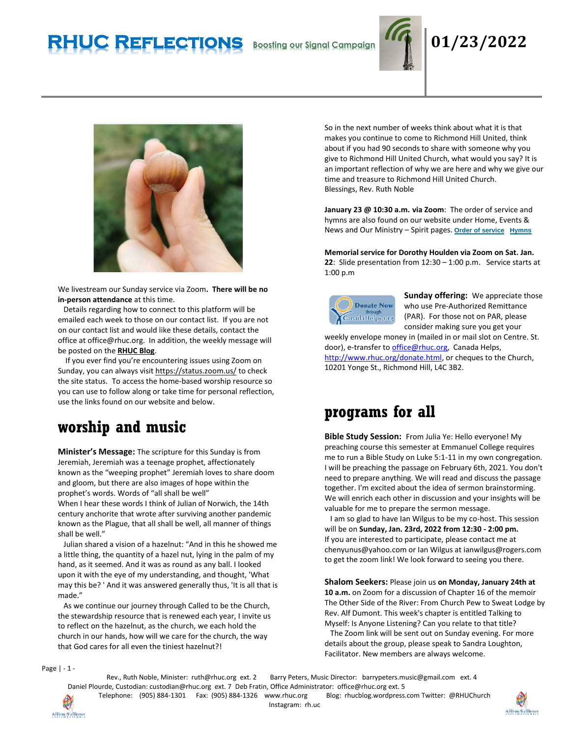# RHUC Reflections

Boosting our Signal Campaign

**01/23/2022**

We livestream our Sunday service via Zoom**. There will be no in-person attendance** at this time.

Details regarding how to connect to this platform will be emailed each week to those on our contact list. If you are not on our contact list and would like these details, contact the office at office@rhuc.org. In addition, the weekly message will be posted on the **RHUC Blog**.

If you ever find you're encountering issues using Zoom on Sunday, you can always visit https://status.zoom.us/ to check the site status. To access the home-based worship resource so you can use to follow along or take time for personal reflection, use the links found on our website and below.

## worship and music

**Minister's Message:** The scripture for this Sunday is from Jeremiah, Jeremiah was a teenage prophet, affectionately known as the "weeping prophet" Jeremiah loves to share doom and gloom, but there are also images of hope within the prophet's words. Words of "all shall be well"

When I hear these words I think of Julian of Norwich, the 14th century anchorite that wrote after surviving another pandemic known as the Plague, that all shall be well, all manner of things shall be well."

Julian shared a vision of a hazelnut: "And in this he showed me a little thing, the quantity of a hazel nut, lying in the palm of my hand, as it seemed. And it was as round as any ball. I looked upon it with the eye of my understanding, and thought, 'What may this be? ' And it was answered generally thus, 'It is all that is made."

As we continue our journey through Called to be the Church, the stewardship resource that is renewed each year, I invite us to reflect on the hazelnut, as the church, we each hold the church in our hands, how will we care for the church, the way that God cares for all even the tiniest hazelnut?!

So in the next number of weeks think about what it is that makes you continue to come to Richmond Hill United, think about if you had 90 seconds to share with someone why you give to Richmond Hill United Church, what would you say? It is an important reflection of why we are here and why we give our time and treasure to Richmond Hill United Church.

Blessings, Rev. Ruth Noble

**January 23 @ 10:30 a.m. via Zoom**: The order of service and hymns are also found on our website under Home, Events & News and Our Ministry – Spirit pages. **Order of service** **Hymns**

**Memorial service for Dorothy Houlden via Zoom on Sat. Jan. 22**: Slide presentation from 12:30 – 1:00 p.m. Service starts at 1:00 p.m

Donate Now through CanadaHelps.org

**Sunday offering:** We appreciate those who use Pre-Authorized Remittance (PAR). For those not on PAR, please consider making sure you get your weekly envelope money in (mailed in or mail slot on Centre. St. door), e-transfer to office@rhuc.org, Canada Helps, http://www.rhuc.org/donate.html, or cheques to the Church, 10201 Yonge St., Richmond Hill, L4C 3B2.

## programs for all

**Bible Study Session:** From Julia Ye: Hello everyone! My preaching course this semester at Emmanuel College requires me to run a Bible Study on Luke 5:1-11 in my own congregation. I will be preaching the passage on February 6th, 2021. You don't need to prepare anything. We will read and discuss the passage together. I'm excited about the idea of sermon brainstorming. We will enrich each other in discussion and your insights will be valuable for me to prepare the sermon message.

I am so glad to have Ian Wilgus to be my co-host. This session will be on **Sunday, Jan. 23rd, 2022 from 12:30 - 2:00 pm.** If you are interested to participate, please contact me at chenyunus@yahoo.com or Ian Wilgus at ianwilgus@rogers.com to get the zoom link! We look forward to seeing you there.

**Shalom Seekers:** Please join us **on Monday, January 24th at 10 a.m.** on Zoom for a discussion of Chapter 16 of the memoir The Other Side of the River: From Church Pew to Sweat Lodge by Rev. Alf Dumont. This week's chapter is entitled Talking to Myself: Is Anyone Listening? Can you relate to that title?

The Zoom link will be sent out on Sunday evening. For more details about the group, please speak to Sandra Loughton, Facilitator. New members are always welcome.

Rev., Ruth Noble, Minister: ruth@rhuc.org ext. 2 Barry Peters, Music Director: barrypeters.music@gmail.com ext. 4
Daniel Plourde, Custodian: custodian@rhuc.org ext. 7 Deb Fratin, Office Administrator: office@rhuc.org ext. 5
Telephone: (905) 884-1301 Fax: (905) 884-1326 www.rhuc.org Blog: rhucblog.wordpress.com Twitter: @RHUChurch
Instagram: rh.uc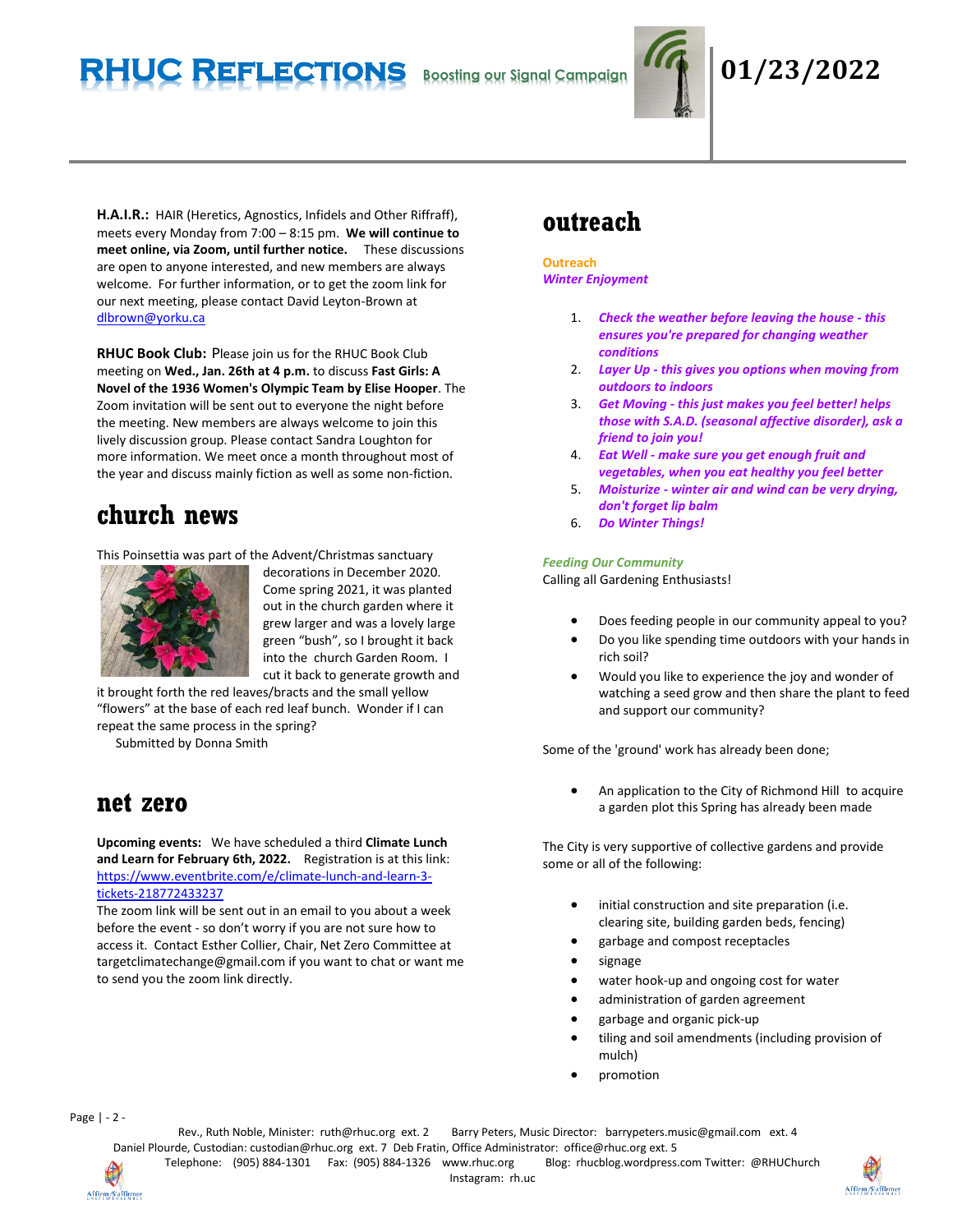**H.A.I.R.:** HAIR (Heretics, Agnostics, Infidels and Other Riffraff), meets every Monday from 7:00 – 8:15 pm. **We will continue to meet online, via Zoom, until further notice.** These discussions are open to anyone interested, and new members are always welcome. For further information, or to get the zoom link for our next meeting, please contact David Leyton-Brown at dlbrown@yorku.ca

**RHUC Book Club:** Please join us for the RHUC Book Club meeting on **Wed., Jan. 26th at 4 p.m.** to discuss **Fast Girls: A Novel of the 1936 Women's Olympic Team by Elise Hooper**. The Zoom invitation will be sent out to everyone the night before the meeting. New members are always welcome to join this lively discussion group. Please contact Sandra Loughton for more information. We meet once a month throughout most of the year and discuss mainly fiction as well as some non-fiction.

# church news

This Poinsettia was part of the Advent/Christmas sanctuary decorations in December 2020. Come spring 2021, it was planted out in the church garden where it grew larger and was a lovely large green "bush", so I brought it back into the church Garden Room. I cut it back to generate growth and it brought forth the red leaves/bracts and the small yellow "flowers" at the base of each red leaf bunch. Wonder if I can repeat the same process in the spring?

Submitted by Donna Smith

# net zero

**Upcoming events:** We have scheduled a third **Climate Lunch and Learn for February 6th, 2022.** Registration is at this link: https://www.eventbrite.com/e/climate-lunch-and-learn-3-tickets-218772433237

The zoom link will be sent out in an email to you about a week before the event - so don't worry if you are not sure how to access it. Contact Esther Collier, Chair, Net Zero Committee at targetclimatechange@gmail.com if you want to chat or want me to send you the zoom link directly.

# outreach

**Outreach**

***Winter Enjoyment***

1. ***Check the weather before leaving the house - this ensures you're prepared for changing weather conditions***
2. ***Layer Up - this gives you options when moving from outdoors to indoors***
3. ***Get Moving - this just makes you feel better! helps those with S.A.D. (seasonal affective disorder), ask a friend to join you!***
4. ***Eat Well - make sure you get enough fruit and vegetables, when you eat healthy you feel better***
5. ***Moisturize - winter air and wind can be very drying, don't forget lip balm***
6. ***Do Winter Things!***

***Feeding Our Community***

Calling all Gardening Enthusiasts!

- Does feeding people in our community appeal to you?
- Do you like spending time outdoors with your hands in rich soil?
- Would you like to experience the joy and wonder of watching a seed grow and then share the plant to feed and support our community?

Some of the 'ground' work has already been done;

- An application to the City of Richmond Hill to acquire a garden plot this Spring has already been made

The City is very supportive of collective gardens and provide some or all of the following:

- initial construction and site preparation (i.e. clearing site, building garden beds, fencing)
- garbage and compost receptacles
- signage
- water hook-up and ongoing cost for water
- administration of garden agreement
- garbage and organic pick-up
- tiling and soil amendments (including provision of mulch)
- promotion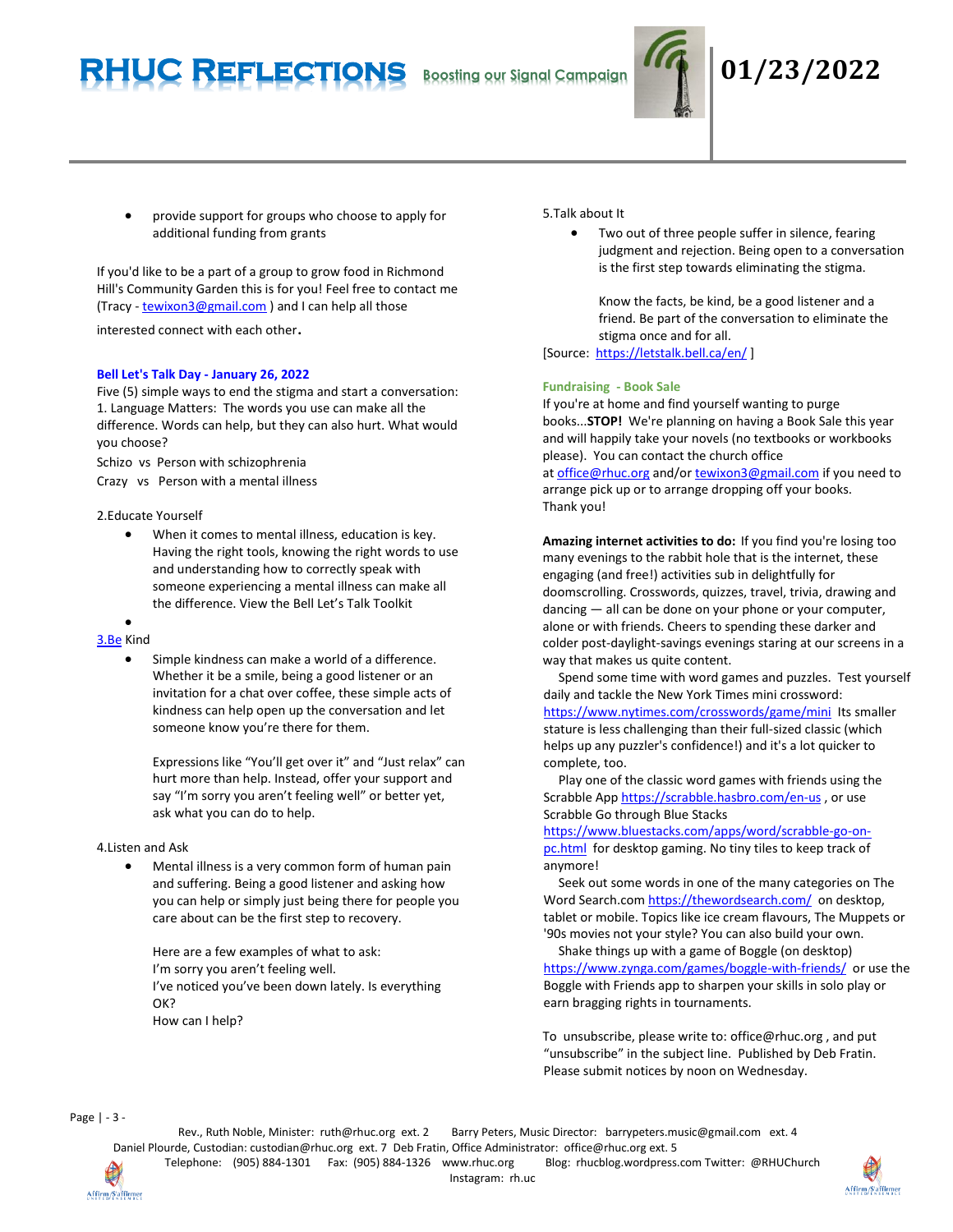- provide support for groups who choose to apply for additional funding from grants

If you'd like to be a part of a group to grow food in Richmond Hill's Community Garden this is for you! Feel free to contact me (Tracy - tewixon3@gmail.com ) and I can help all those interested connect with each other.

**Bell Let's Talk Day - January 26, 2022**

Five (5) simple ways to end the stigma and start a conversation:

1. Language Matters: The words you use can make all the difference. Words can help, but they can also hurt. What would you choose?

Schizo vs Person with schizophrenia

Crazy vs Person with a mental illness

2.Educate Yourself

- When it comes to mental illness, education is key. Having the right tools, knowing the right words to use and understanding how to correctly speak with someone experiencing a mental illness can make all the difference. View the Bell Let's Talk Toolkit

3.Be Kind

- Simple kindness can make a world of a difference. Whether it be a smile, being a good listener or an invitation for a chat over coffee, these simple acts of kindness can help open up the conversation and let someone know you're there for them.

  Expressions like "You'll get over it" and "Just relax" can hurt more than help. Instead, offer your support and say "I'm sorry you aren't feeling well" or better yet, ask what you can do to help.

4.Listen and Ask

- Mental illness is a very common form of human pain and suffering. Being a good listener and asking how you can help or simply just being there for people you care about can be the first step to recovery.

  Here are a few examples of what to ask:
  I'm sorry you aren't feeling well.
  I've noticed you've been down lately. Is everything OK?
  How can I help?

5.Talk about It

- Two out of three people suffer in silence, fearing judgment and rejection. Being open to a conversation is the first step towards eliminating the stigma.

  Know the facts, be kind, be a good listener and a friend. Be part of the conversation to eliminate the stigma once and for all.

[Source: https://letstalk.bell.ca/en/ ]

**Fundraising - Book Sale**

If you're at home and find yourself wanting to purge books...**STOP!** We're planning on having a Book Sale this year and will happily take your novels (no textbooks or workbooks please). You can contact the church office at office@rhuc.org and/or tewixon3@gmail.com if you need to arrange pick up or to arrange dropping off your books. Thank you!

**Amazing internet activities to do:** If you find you're losing too many evenings to the rabbit hole that is the internet, these engaging (and free!) activities sub in delightfully for doomscrolling. Crosswords, quizzes, travel, trivia, drawing and dancing — all can be done on your phone or your computer, alone or with friends. Cheers to spending these darker and colder post-daylight-savings evenings staring at our screens in a way that makes us quite content.

Spend some time with word games and puzzles. Test yourself daily and tackle the New York Times mini crossword: https://www.nytimes.com/crosswords/game/mini Its smaller stature is less challenging than their full-sized classic (which helps up any puzzler's confidence!) and it's a lot quicker to complete, too.

Play one of the classic word games with friends using the Scrabble App https://scrabble.hasbro.com/en-us , or use Scrabble Go through Blue Stacks https://www.bluestacks.com/apps/word/scrabble-go-on-pc.html for desktop gaming. No tiny tiles to keep track of anymore!

Seek out some words in one of the many categories on The Word Search.com https://thewordsearch.com/ on desktop, tablet or mobile. Topics like ice cream flavours, The Muppets or '90s movies not your style? You can also build your own.

Shake things up with a game of Boggle (on desktop) https://www.zynga.com/games/boggle-with-friends/ or use the Boggle with Friends app to sharpen your skills in solo play or earn bragging rights in tournaments.

To unsubscribe, please write to: office@rhuc.org , and put "unsubscribe" in the subject line. Published by Deb Fratin. Please submit notices by noon on Wednesday.